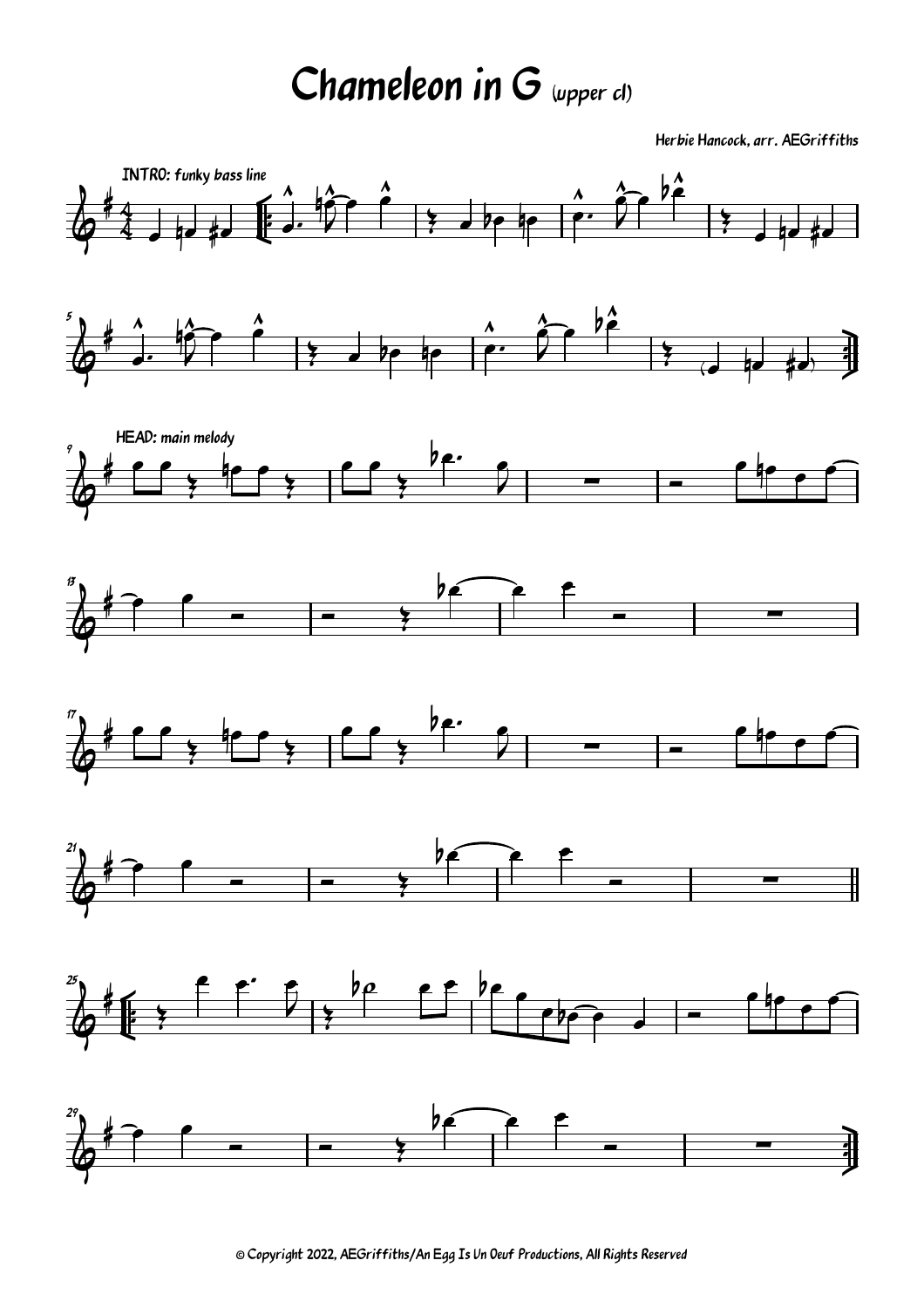# Chameleon in G (upper cl)

Herbie Hancock, arr. AEGriffiths

INTRO: funky bass line

HEAD: main melody

© Copyright 2022, AEGriffiths/An Egg Is Un Oeuf Productions, All Rights Reserved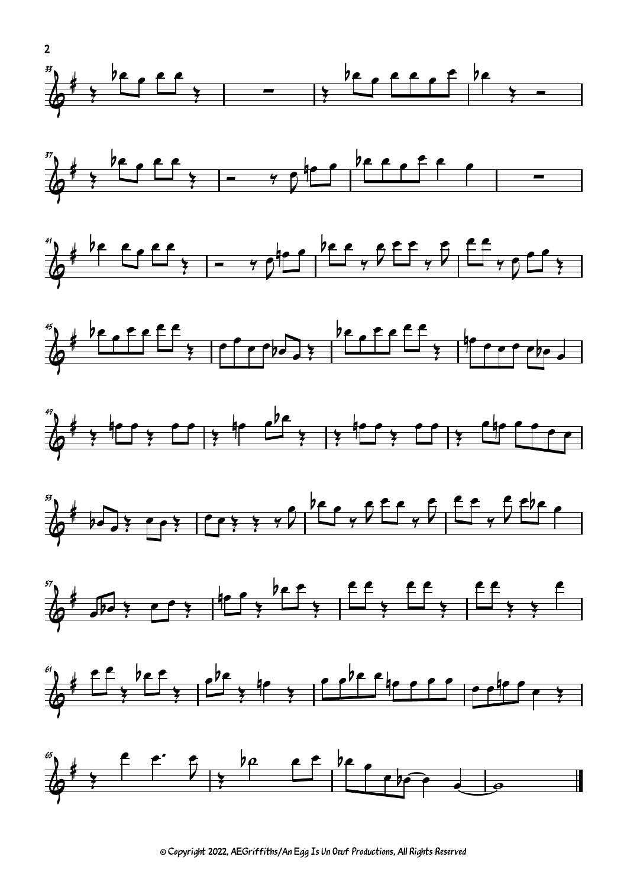© Copyright 2022, AEGriffiths/An Egg Is Un Oeuf Productions, All Rights Reserved